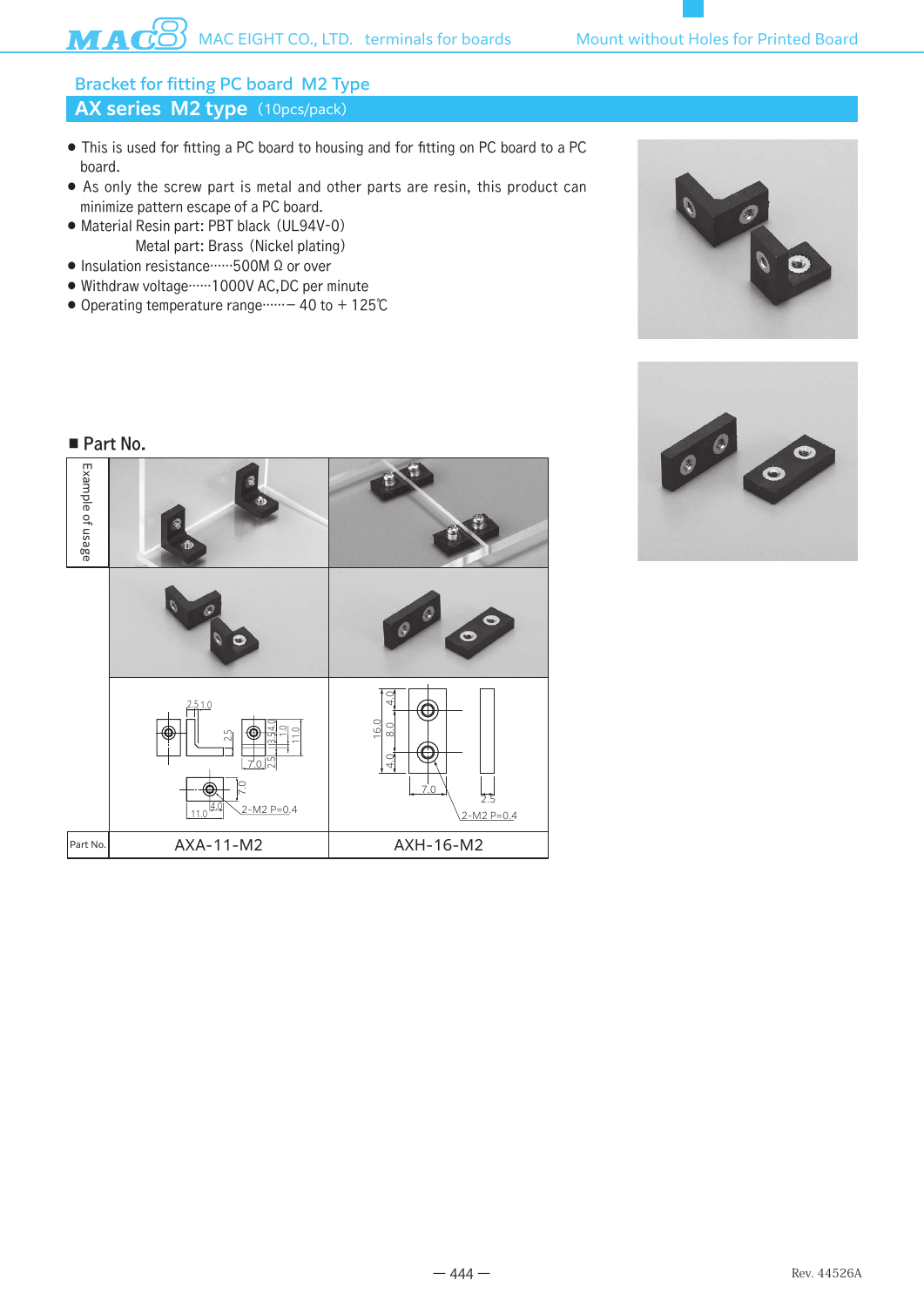## Bracket for fitting PC board M2 Type

## AX series M2 type (10pcs/pack)

- This is used for fitting a PC board to housing and for fitting on PC board to a PC board.
- As only the screw part is metal and other parts are resin, this product can minimize pattern escape of a PC board.
- Material Resin part: PBT black (UL94V-0)
  Metal part: Brass (Nickel plating)
- Insulation resistance……500M Ω or over
- Withdraw voltage……1000V AC,DC per minute
- Operating temperature range……− 40 to + 125℃

### ■ Part No.

| | | |
|---|---|---|
| Example of usage | | |
| | | |
| | 2.5 1.0 / 2.5 / 3.5 4.0 / 1.0 / 11.0 / 7.0 / 2.5 / 7.0 / 11.0 / 4.0 / 2-M2 P=0.4 | 4.0 / 8.0 / 16.0 / 4.0 / 7.0 / 2.5 / 2-M2 P=0.4 |
| Part No. | AXA-11-M2 | AXH-16-M2 |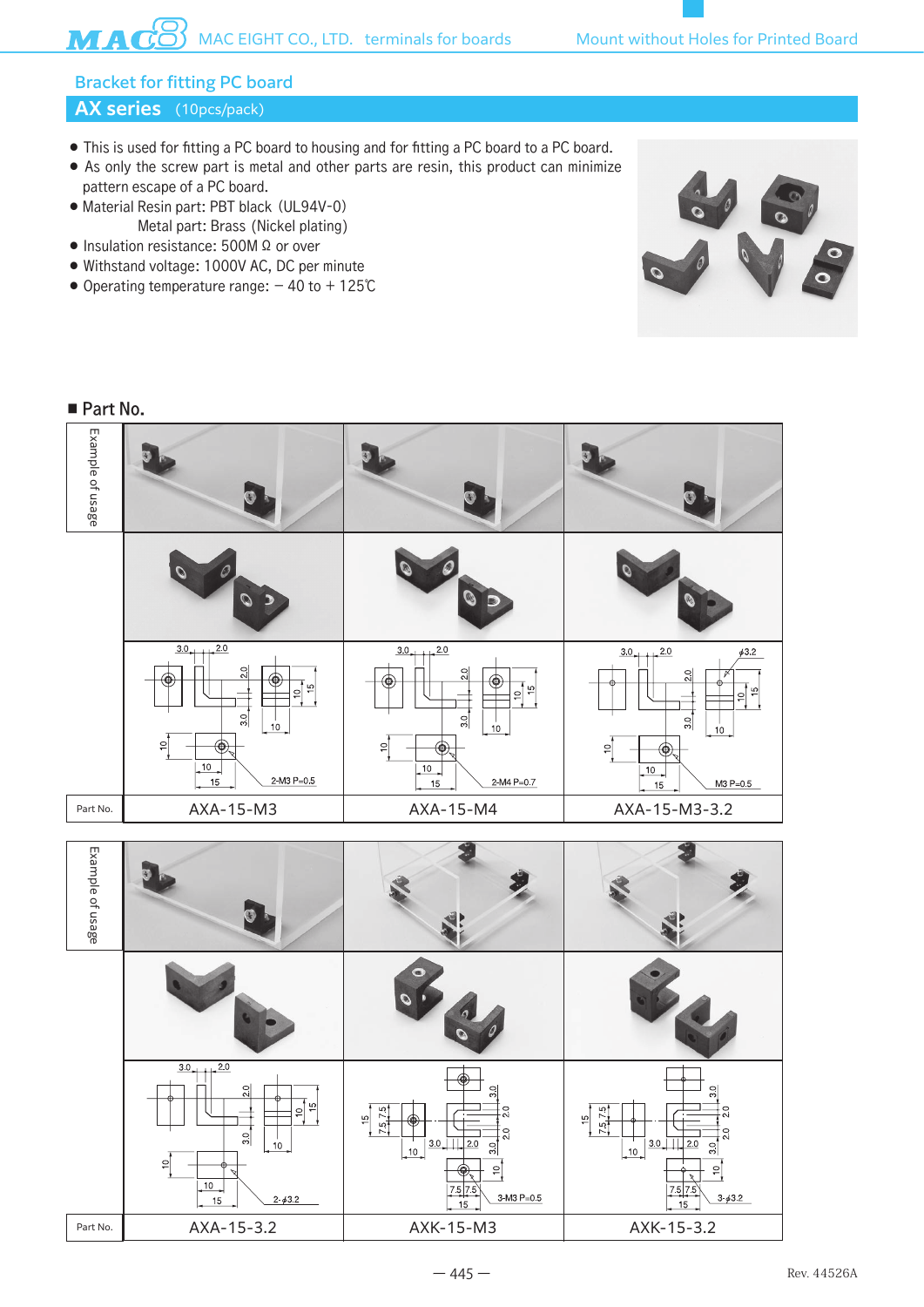## Bracket for fitting PC board

## AX series (10pcs/pack)

- This is used for fitting a PC board to housing and for fitting a PC board to a PC board.
- As only the screw part is metal and other parts are resin, this product can minimize pattern escape of a PC board.
- Material Resin part: PBT black（UL94V-0）
  Metal part: Brass (Nickel plating)
- Insulation resistance: 500M Ω or over
- Withstand voltage: 1000V AC, DC per minute
- Operating temperature range: − 40 to + 125℃

### ■ Part No.

| | | | |
|---|---|---|---|
| Example of usage | | | |
| | 2-M3 P=0.5 | 2-M4 P=0.7 | M3 P=0.5, φ3.2 |
| Part No. | AXA-15-M3 | AXA-15-M4 | AXA-15-M3-3.2 |

| | | | |
|---|---|---|---|
| Example of usage | | | |
| | 2-φ3.2 | 3-M3 P=0.5 | 3-φ3.2 |
| Part No. | AXA-15-3.2 | AXK-15-M3 | AXK-15-3.2 |

Rev. 44526A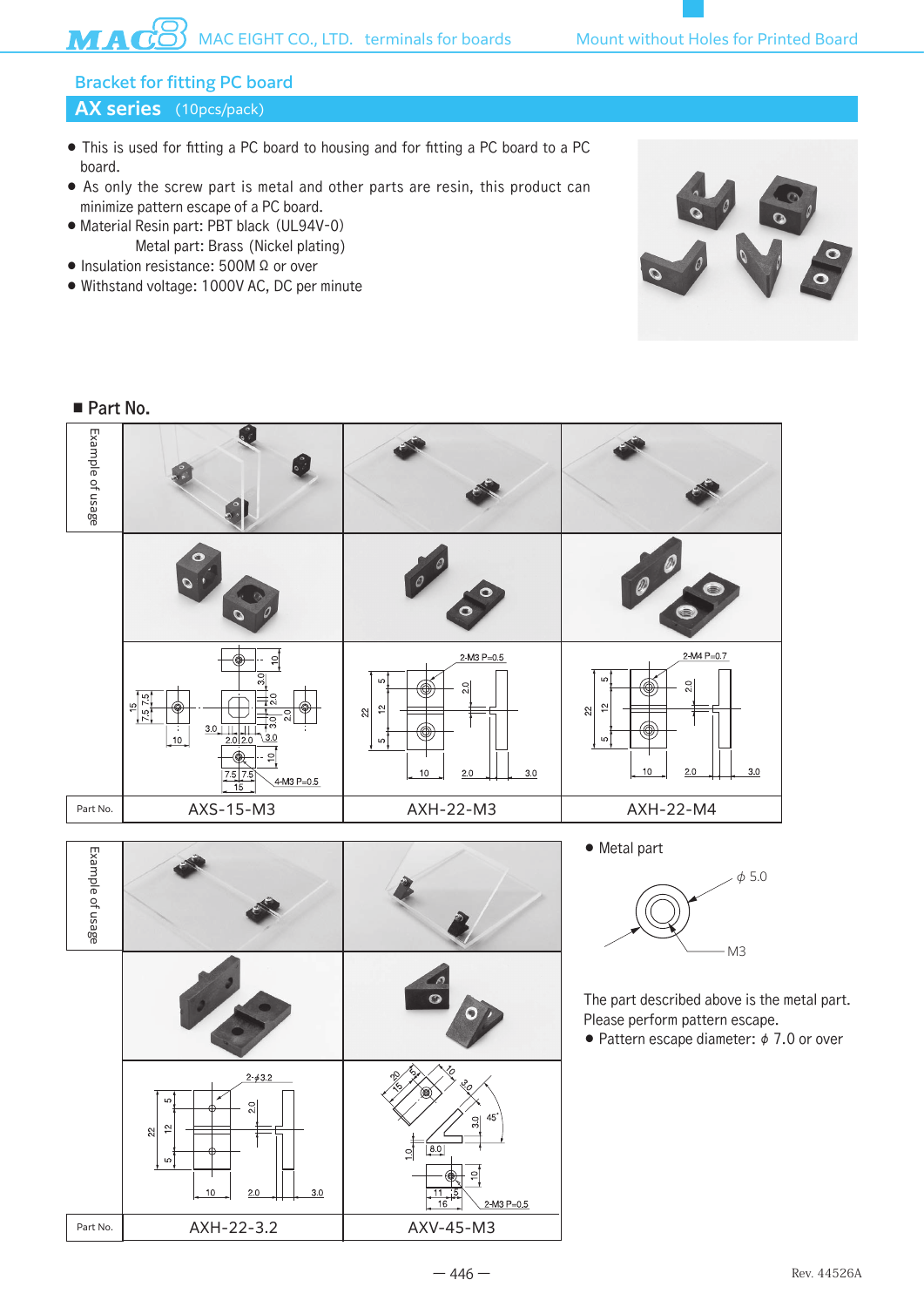## Bracket for fitting PC board

## AX series (10pcs/pack)

- This is used for fitting a PC board to housing and for fitting a PC board to a PC board.
- As only the screw part is metal and other parts are resin, this product can minimize pattern escape of a PC board.
- Material Resin part: PBT black (UL94V-0)
  Metal part: Brass (Nickel plating)
- Insulation resistance: 500M Ω or over
- Withstand voltage: 1000V AC, DC per minute

### ■ Part No.

| Part No. |
|---|
| AXS-15-M3 |
| AXH-22-M3 |
| AXH-22-M4 |
| AXH-22-3.2 |
| AXV-45-M3 |

AXS-15-M3: 15, 7.5, 7.5, 10, 3.0, 3.0, 2.0, 2.0, 2.0, 3.0, 3.0, 2.0, 10, 10, 7.5, 7.5, 15, 4-M3 P=0.5

AXH-22-M3: 2-M3 P=0.5, 22, 5, 12, 5, 2.0, 10, 2.0, 3.0

AXH-22-M4: 2-M4 P=0.7, 22, 5, 12, 5, 2.0, 10, 2.0, 3.0

AXH-22-3.2: 2-ϕ3.2, 22, 5, 12, 5, 2.0, 10, 2.0, 3.0

AXV-45-M3: 20, 15, 5, 10, 3.0, 45°, 3.0, 1.0, 8.0, 10, 11, 5, 16, 2-M3 P=0.5

- Metal part

ϕ 5.0

M3

The part described above is the metal part.
Please perform pattern escape.

- Pattern escape diameter: ϕ 7.0 or over

Rev. 44526A